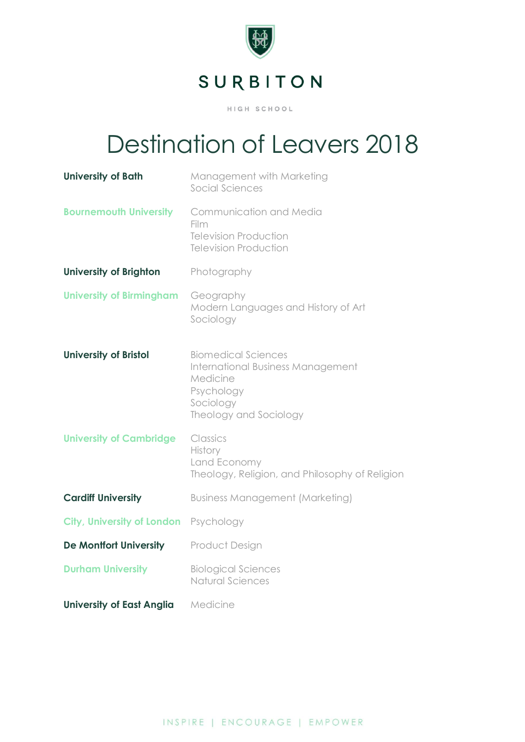SURBITON

HIGH SCHOOL

# Destination of Leavers 2018

| University | Course |
| --- | --- |
| **University of Bath** | Management with Marketing<br>Social Sciences |
| **Bournemouth University** | Communication and Media<br>Film<br>Television Production<br>Television Production |
| **University of Brighton** | Photography |
| **University of Birmingham** | Geography<br>Modern Languages and History of Art<br>Sociology |
| **University of Bristol** | Biomedical Sciences<br>International Business Management<br>Medicine<br>Psychology<br>Sociology<br>Theology and Sociology |
| **University of Cambridge** | Classics<br>History<br>Land Economy<br>Theology, Religion, and Philosophy of Religion |
| **Cardiff University** | Business Management (Marketing) |
| **City, University of London** | Psychology |
| **De Montfort University** | Product Design |
| **Durham University** | Biological Sciences<br>Natural Sciences |
| **University of East Anglia** | Medicine |

INSPIRE | ENCOURAGE | EMPOWER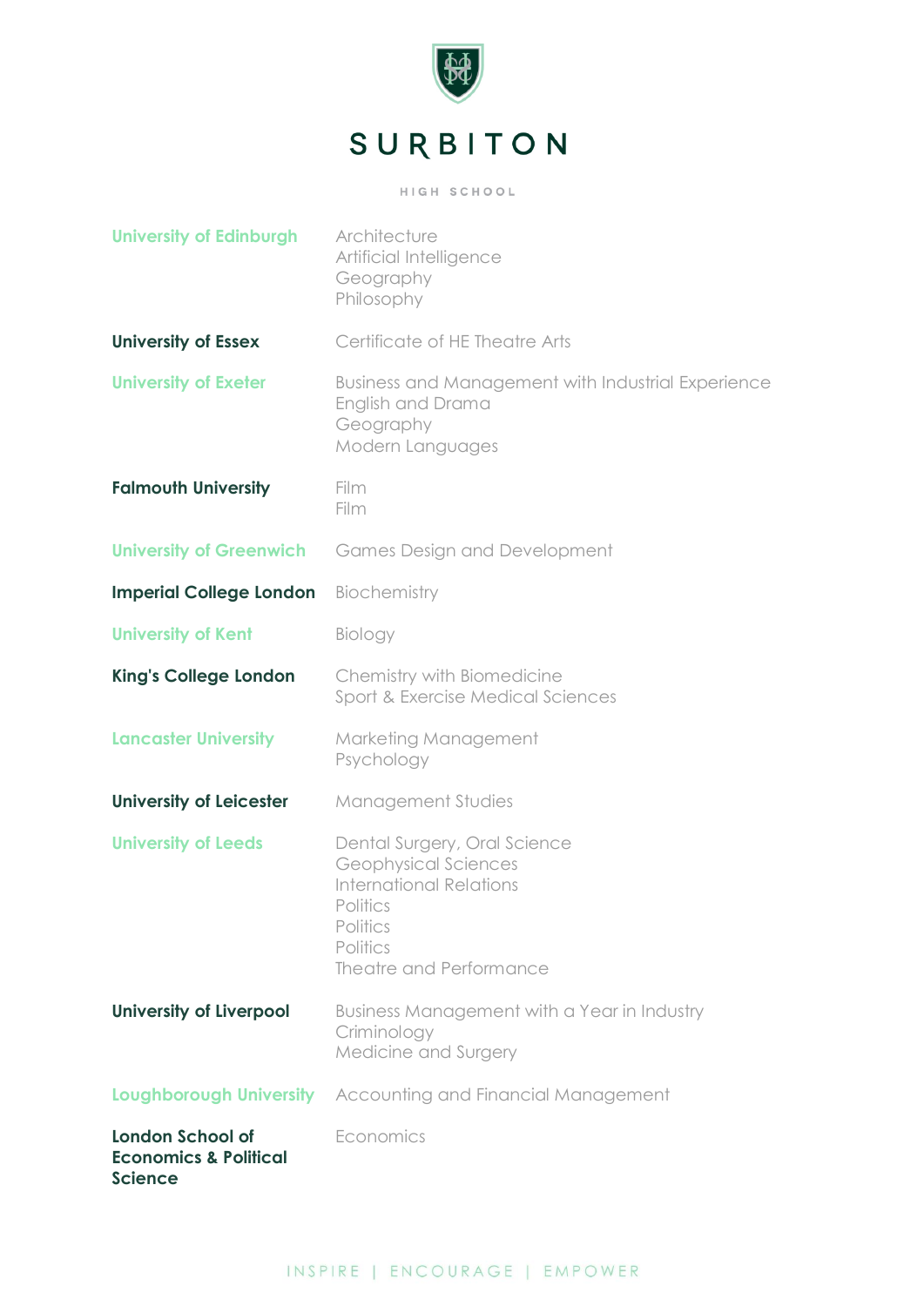| University | Course |
| --- | --- |
| University of Edinburgh | Architecture<br>Artificial Intelligence<br>Geography<br>Philosophy |
| University of Essex | Certificate of HE Theatre Arts |
| University of Exeter | Business and Management with Industrial Experience<br>English and Drama<br>Geography<br>Modern Languages |
| Falmouth University | Film<br>Film |
| University of Greenwich | Games Design and Development |
| Imperial College London | Biochemistry |
| University of Kent | Biology |
| King's College London | Chemistry with Biomedicine<br>Sport & Exercise Medical Sciences |
| Lancaster University | Marketing Management<br>Psychology |
| University of Leicester | Management Studies |
| University of Leeds | Dental Surgery, Oral Science<br>Geophysical Sciences<br>International Relations<br>Politics<br>Politics<br>Politics<br>Theatre and Performance |
| University of Liverpool | Business Management with a Year in Industry<br>Criminology<br>Medicine and Surgery |
| Loughborough University | Accounting and Financial Management |
| London School of Economics & Political Science | Economics |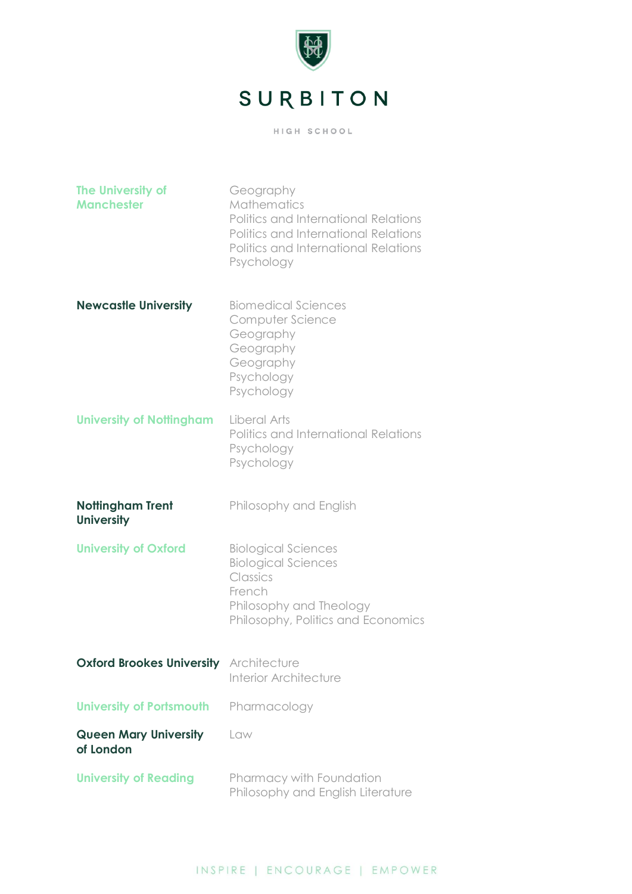# SURBITON

HIGH SCHOOL

| University | Course |
|---|---|
| **The University of Manchester** | Geography<br>Mathematics<br>Politics and International Relations<br>Politics and International Relations<br>Politics and International Relations<br>Psychology |
| **Newcastle University** | Biomedical Sciences<br>Computer Science<br>Geography<br>Geography<br>Geography<br>Psychology<br>Psychology |
| **University of Nottingham** | Liberal Arts<br>Politics and International Relations<br>Psychology<br>Psychology |
| **Nottingham Trent University** | Philosophy and English |
| **University of Oxford** | Biological Sciences<br>Biological Sciences<br>Classics<br>French<br>Philosophy and Theology<br>Philosophy, Politics and Economics |
| **Oxford Brookes University** | Architecture<br>Interior Architecture |
| **University of Portsmouth** | Pharmacology |
| **Queen Mary University of London** | Law |
| **University of Reading** | Pharmacy with Foundation<br>Philosophy and English Literature |

INSPIRE | ENCOURAGE | EMPOWER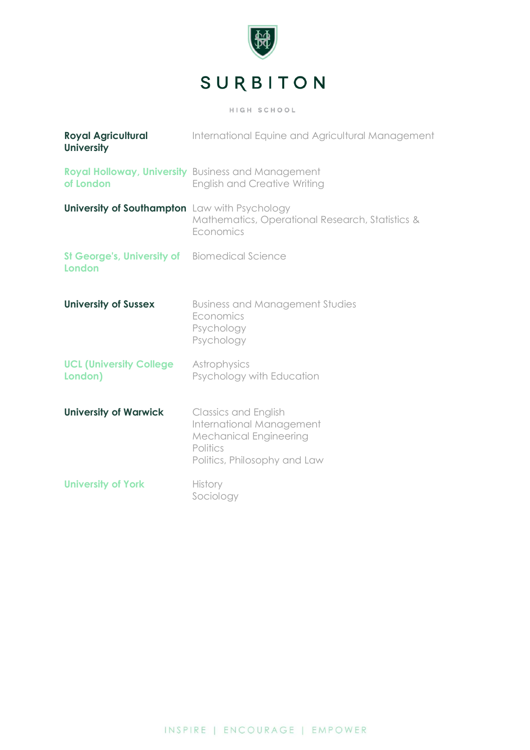| | |
|---|---|
| **Royal Agricultural University** | International Equine and Agricultural Management |
| **Royal Holloway, University of London** | Business and Management<br>English and Creative Writing |
| **University of Southampton** | Law with Psychology<br>Mathematics, Operational Research, Statistics & Economics |
| **St George's, University of London** | Biomedical Science |
| **University of Sussex** | Business and Management Studies<br>Economics<br>Psychology<br>Psychology |
| **UCL (University College London)** | Astrophysics<br>Psychology with Education |
| **University of Warwick** | Classics and English<br>International Management<br>Mechanical Engineering<br>Politics<br>Politics, Philosophy and Law |
| **University of York** | History<br>Sociology |